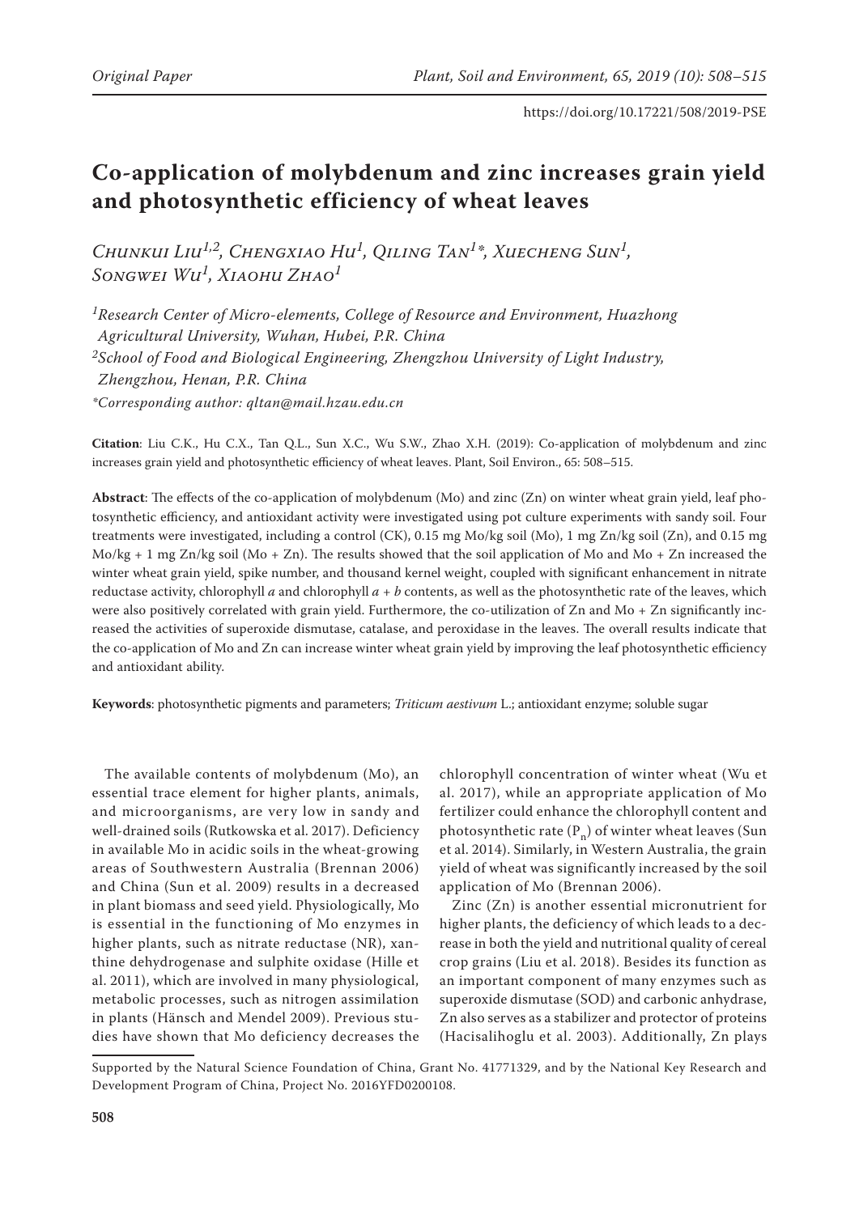Original Paper

https://doi.org/10.17221/508/2019-PSE

# Co-application of molybdenum and zinc increases grain yield and photosynthetic efficiency of wheat leaves

*Chunkui Liu[1,2], Chengxiao Hu[1], Qiling Tan[1]\*, Xuecheng Sun[1], Songwei Wu[1], Xiaohu Zhao[1]*

*[1]Research Center of Micro-elements, College of Resource and Environment, Huazhong Agricultural University, Wuhan, Hubei, P.R. China*

*[2]School of Food and Biological Engineering, Zhengzhou University of Light Industry, Zhengzhou, Henan, P.R. China*

*\*Corresponding author: qltan@mail.hzau.edu.cn*

**Citation**: Liu C.K., Hu C.X., Tan Q.L., Sun X.C., Wu S.W., Zhao X.H. (2019): Co-application of molybdenum and zinc increases grain yield and photosynthetic efficiency of wheat leaves. Plant, Soil Environ., 65: 508–515.

**Abstract**: The effects of the co-application of molybdenum (Mo) and zinc (Zn) on winter wheat grain yield, leaf photosynthetic efficiency, and antioxidant activity were investigated using pot culture experiments with sandy soil. Four treatments were investigated, including a control (CK), 0.15 mg Mo/kg soil (Mo), 1 mg Zn/kg soil (Zn), and 0.15 mg Mo/kg + 1 mg Zn/kg soil (Mo + Zn). The results showed that the soil application of Mo and Mo + Zn increased the winter wheat grain yield, spike number, and thousand kernel weight, coupled with significant enhancement in nitrate reductase activity, chlorophyll *a* and chlorophyll *a* + *b* contents, as well as the photosynthetic rate of the leaves, which were also positively correlated with grain yield. Furthermore, the co-utilization of Zn and Mo + Zn significantly increased the activities of superoxide dismutase, catalase, and peroxidase in the leaves. The overall results indicate that the co-application of Mo and Zn can increase winter wheat grain yield by improving the leaf photosynthetic efficiency and antioxidant ability.

**Keywords**: photosynthetic pigments and parameters; *Triticum aestivum* L.; antioxidant enzyme; soluble sugar

The available contents of molybdenum (Mo), an essential trace element for higher plants, animals, and microorganisms, are very low in sandy and well-drained soils (Rutkowska et al. 2017). Deficiency in available Mo in acidic soils in the wheat-growing areas of Southwestern Australia (Brennan 2006) and China (Sun et al. 2009) results in a decreased in plant biomass and seed yield. Physiologically, Mo is essential in the functioning of Mo enzymes in higher plants, such as nitrate reductase (NR), xanthine dehydrogenase and sulphite oxidase (Hille et al. 2011), which are involved in many physiological, metabolic processes, such as nitrogen assimilation in plants (Hänsch and Mendel 2009). Previous studies have shown that Mo deficiency decreases the chlorophyll concentration of winter wheat (Wu et al. 2017), while an appropriate application of Mo fertilizer could enhance the chlorophyll content and photosynthetic rate ($P_n$) of winter wheat leaves (Sun et al. 2014). Similarly, in Western Australia, the grain yield of wheat was significantly increased by the soil application of Mo (Brennan 2006).

Zinc (Zn) is another essential micronutrient for higher plants, the deficiency of which leads to a decrease in both the yield and nutritional quality of cereal crop grains (Liu et al. 2018). Besides its function as an important component of many enzymes such as superoxide dismutase (SOD) and carbonic anhydrase, Zn also serves as a stabilizer and protector of proteins (Hacisalihoglu et al. 2003). Additionally, Zn plays

Supported by the Natural Science Foundation of China, Grant No. 41771329, and by the National Key Research and Development Program of China, Project No. 2016YFD0200108.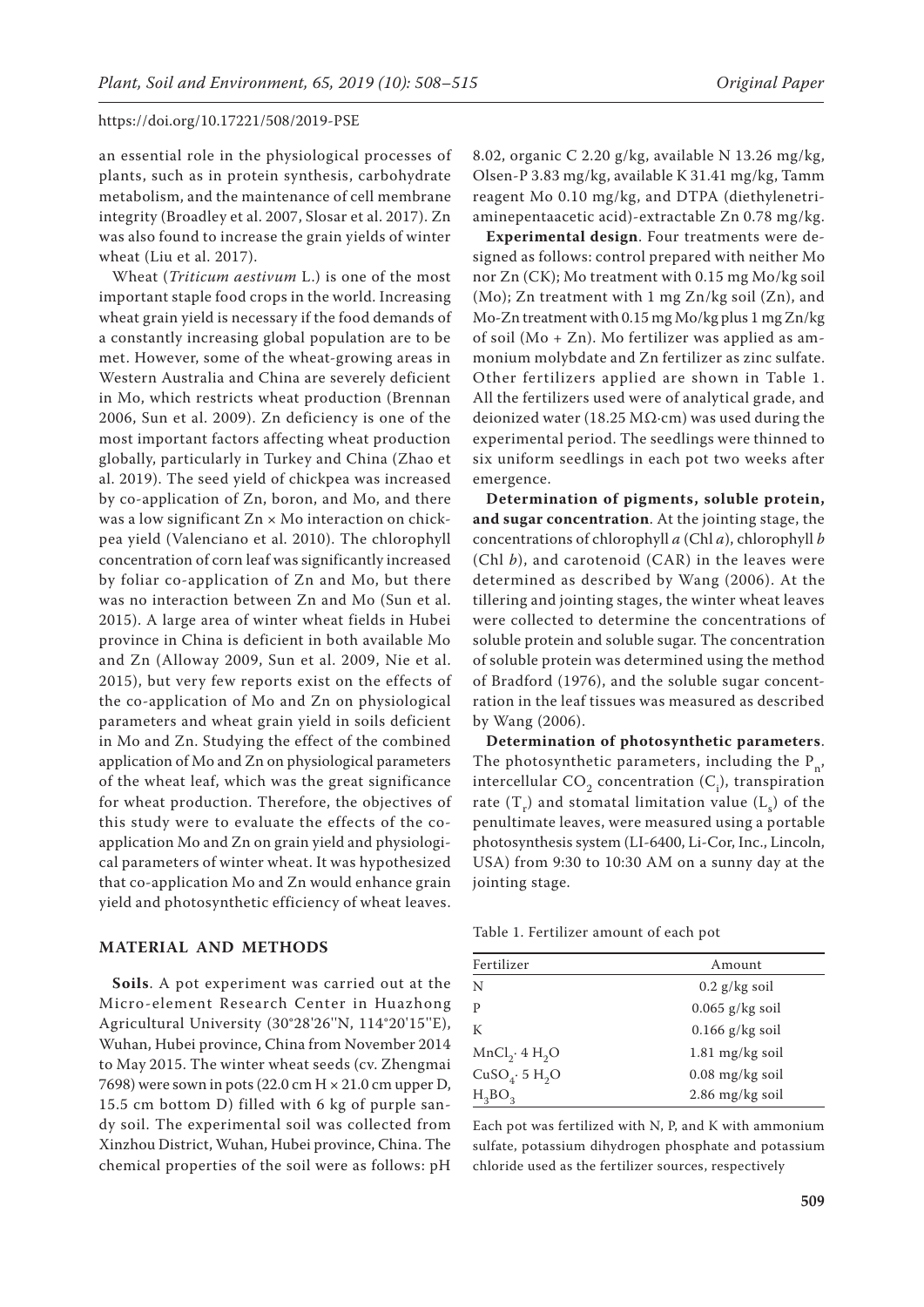an essential role in the physiological processes of plants, such as in protein synthesis, carbohydrate metabolism, and the maintenance of cell membrane integrity (Broadley et al. 2007, Slosar et al. 2017). Zn was also found to increase the grain yields of winter wheat (Liu et al. 2017).

Wheat (*Triticum aestivum* L.) is one of the most important staple food crops in the world. Increasing wheat grain yield is necessary if the food demands of a constantly increasing global population are to be met. However, some of the wheat-growing areas in Western Australia and China are severely deficient in Mo, which restricts wheat production (Brennan 2006, Sun et al. 2009). Zn deficiency is one of the most important factors affecting wheat production globally, particularly in Turkey and China (Zhao et al. 2019). The seed yield of chickpea was increased by co-application of Zn, boron, and Mo, and there was a low significant Zn × Mo interaction on chickpea yield (Valenciano et al. 2010). The chlorophyll concentration of corn leaf was significantly increased by foliar co-application of Zn and Mo, but there was no interaction between Zn and Mo (Sun et al. 2015). A large area of winter wheat fields in Hubei province in China is deficient in both available Mo and Zn (Alloway 2009, Sun et al. 2009, Nie et al. 2015), but very few reports exist on the effects of the co-application of Mo and Zn on physiological parameters and wheat grain yield in soils deficient in Mo and Zn. Studying the effect of the combined application of Mo and Zn on physiological parameters of the wheat leaf, which was the great significance for wheat production. Therefore, the objectives of this study were to evaluate the effects of the co-application Mo and Zn on grain yield and physiological parameters of winter wheat. It was hypothesized that co-application Mo and Zn would enhance grain yield and photosynthetic efficiency of wheat leaves.

## MATERIAL AND METHODS

**Soils**. A pot experiment was carried out at the Micro-element Research Center in Huazhong Agricultural University (30°28'26''N, 114°20'15''E), Wuhan, Hubei province, China from November 2014 to May 2015. The winter wheat seeds (cv. Zhengmai 7698) were sown in pots (22.0 cm H × 21.0 cm upper D, 15.5 cm bottom D) filled with 6 kg of purple sandy soil. The experimental soil was collected from Xinzhou District, Wuhan, Hubei province, China. The chemical properties of the soil were as follows: pH 8.02, organic C 2.20 g/kg, available N 13.26 mg/kg, Olsen-P 3.83 mg/kg, available K 31.41 mg/kg, Tamm reagent Mo 0.10 mg/kg, and DTPA (diethylenetriaminepentaacetic acid)-extractable Zn 0.78 mg/kg.

**Experimental design**. Four treatments were designed as follows: control prepared with neither Mo nor Zn (CK); Mo treatment with 0.15 mg Mo/kg soil (Mo); Zn treatment with 1 mg Zn/kg soil (Zn), and Mo-Zn treatment with 0.15 mg Mo/kg plus 1 mg Zn/kg of soil (Mo + Zn). Mo fertilizer was applied as ammonium molybdate and Zn fertilizer as zinc sulfate. Other fertilizers applied are shown in Table 1. All the fertilizers used were of analytical grade, and deionized water (18.25 MΩ·cm) was used during the experimental period. The seedlings were thinned to six uniform seedlings in each pot two weeks after emergence.

**Determination of pigments, soluble protein, and sugar concentration**. At the jointing stage, the concentrations of chlorophyll *a* (Chl *a*), chlorophyll *b* (Chl *b*), and carotenoid (CAR) in the leaves were determined as described by Wang (2006). At the tillering and jointing stages, the winter wheat leaves were collected to determine the concentrations of soluble protein and soluble sugar. The concentration of soluble protein was determined using the method of Bradford (1976), and the soluble sugar concentration in the leaf tissues was measured as described by Wang (2006).

**Determination of photosynthetic parameters**. The photosynthetic parameters, including the $P_n$, intercellular $CO_2$ concentration ($C_i$), transpiration rate ($T_r$) and stomatal limitation value ($L_s$) of the penultimate leaves, were measured using a portable photosynthesis system (LI-6400, Li-Cor, Inc., Lincoln, USA) from 9:30 to 10:30 AM on a sunny day at the jointing stage.

Table 1. Fertilizer amount of each pot

| Fertilizer | Amount |
|---|---|
| N | 0.2 g/kg soil |
| P | 0.065 g/kg soil |
| K | 0.166 g/kg soil |
| $MnCl_2 \cdot 4\ H_2O$ | 1.81 mg/kg soil |
| $CuSO_4 \cdot 5\ H_2O$ | 0.08 mg/kg soil |
| $H_3BO_3$ | 2.86 mg/kg soil |

Each pot was fertilized with N, P, and K with ammonium sulfate, potassium dihydrogen phosphate and potassium chloride used as the fertilizer sources, respectively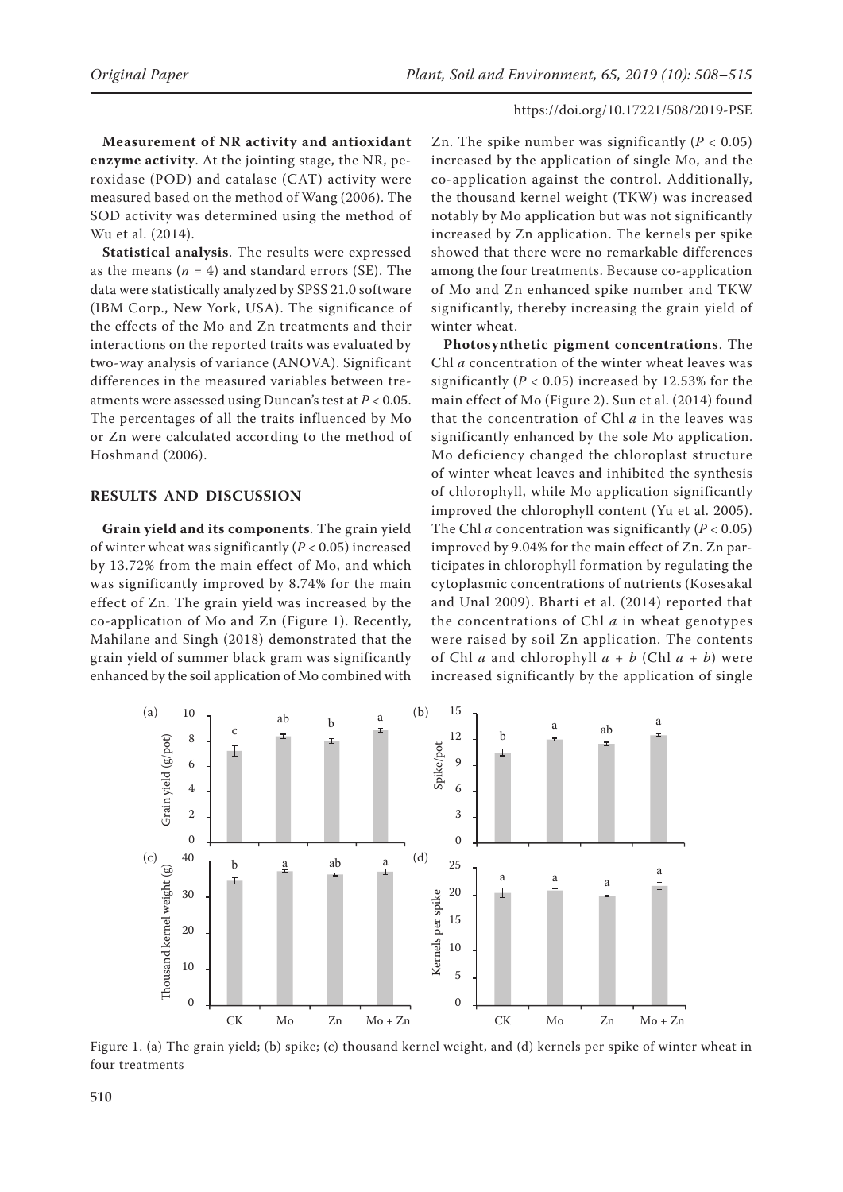**Measurement of NR activity and antioxidant enzyme activity**. At the jointing stage, the NR, peroxidase (POD) and catalase (CAT) activity were measured based on the method of Wang (2006). The SOD activity was determined using the method of Wu et al. (2014).

**Statistical analysis**. The results were expressed as the means ($n = 4$) and standard errors (SE). The data were statistically analyzed by SPSS 21.0 software (IBM Corp., New York, USA). The significance of the effects of the Mo and Zn treatments and their interactions on the reported traits was evaluated by two-way analysis of variance (ANOVA). Significant differences in the measured variables between treatments were assessed using Duncan's test at $P < 0.05$. The percentages of all the traits influenced by Mo or Zn were calculated according to the method of Hoshmand (2006).

## RESULTS AND DISCUSSION

**Grain yield and its components**. The grain yield of winter wheat was significantly ($P < 0.05$) increased by 13.72% from the main effect of Mo, and which was significantly improved by 8.74% for the main effect of Zn. The grain yield was increased by the co-application of Mo and Zn (Figure 1). Recently, Mahilane and Singh (2018) demonstrated that the grain yield of summer black gram was significantly enhanced by the soil application of Mo combined with Zn. The spike number was significantly ($P < 0.05$) increased by the application of single Mo, and the co-application against the control. Additionally, the thousand kernel weight (TKW) was increased notably by Mo application but was not significantly increased by Zn application. The kernels per spike showed that there were no remarkable differences among the four treatments. Because co-application of Mo and Zn enhanced spike number and TKW significantly, thereby increasing the grain yield of winter wheat.

**Photosynthetic pigment concentrations**. The Chl *a* concentration of the winter wheat leaves was significantly ($P < 0.05$) increased by 12.53% for the main effect of Mo (Figure 2). Sun et al. (2014) found that the concentration of Chl *a* in the leaves was significantly enhanced by the sole Mo application. Mo deficiency changed the chloroplast structure of winter wheat leaves and inhibited the synthesis of chlorophyll, while Mo application significantly improved the chlorophyll content (Yu et al. 2005). The Chl *a* concentration was significantly ($P < 0.05$) improved by 9.04% for the main effect of Zn. Zn participates in chlorophyll formation by regulating the cytoplasmic concentrations of nutrients (Kosesakal and Unal 2009). Bharti et al. (2014) reported that the concentrations of Chl *a* in wheat genotypes were raised by soil Zn application. The contents of Chl *a* and chlorophyll *a* + *b* (Chl *a* + *b*) were increased significantly by the application of single

Figure 1. (a) The grain yield; (b) spike; (c) thousand kernel weight, and (d) kernels per spike of winter wheat in four treatments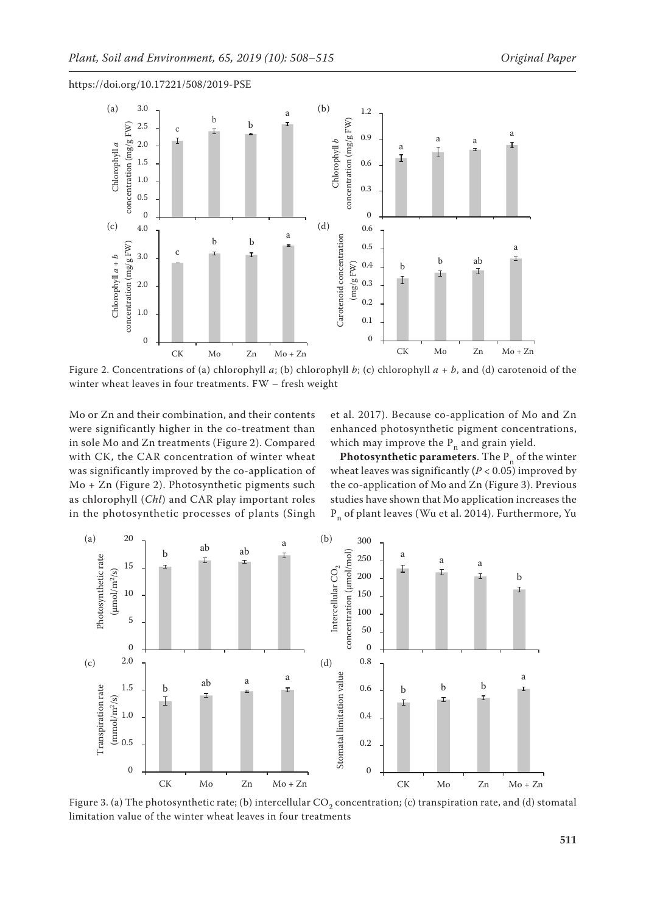Figure 2. Concentrations of (a) chlorophyll *a*; (b) chlorophyll *b*; (c) chlorophyll *a* + *b*, and (d) carotenoid of the winter wheat leaves in four treatments. FW – fresh weight

Mo or Zn and their combination, and their contents were significantly higher in the co-treatment than in sole Mo and Zn treatments (Figure 2). Compared with CK, the CAR concentration of winter wheat was significantly improved by the co-application of Mo + Zn (Figure 2). Photosynthetic pigments such as chlorophyll (*Chl*) and CAR play important roles in the photosynthetic processes of plants (Singh et al. 2017). Because co-application of Mo and Zn enhanced photosynthetic pigment concentrations, which may improve the $P_n$ and grain yield.

**Photosynthetic parameters**. The $P_n$ of the winter wheat leaves was significantly ($P < 0.05$) improved by the co-application of Mo and Zn (Figure 3). Previous studies have shown that Mo application increases the $P_n$ of plant leaves (Wu et al. 2014). Furthermore, Yu

Figure 3. (a) The photosynthetic rate; (b) intercellular $CO_2$ concentration; (c) transpiration rate, and (d) stomatal limitation value of the winter wheat leaves in four treatments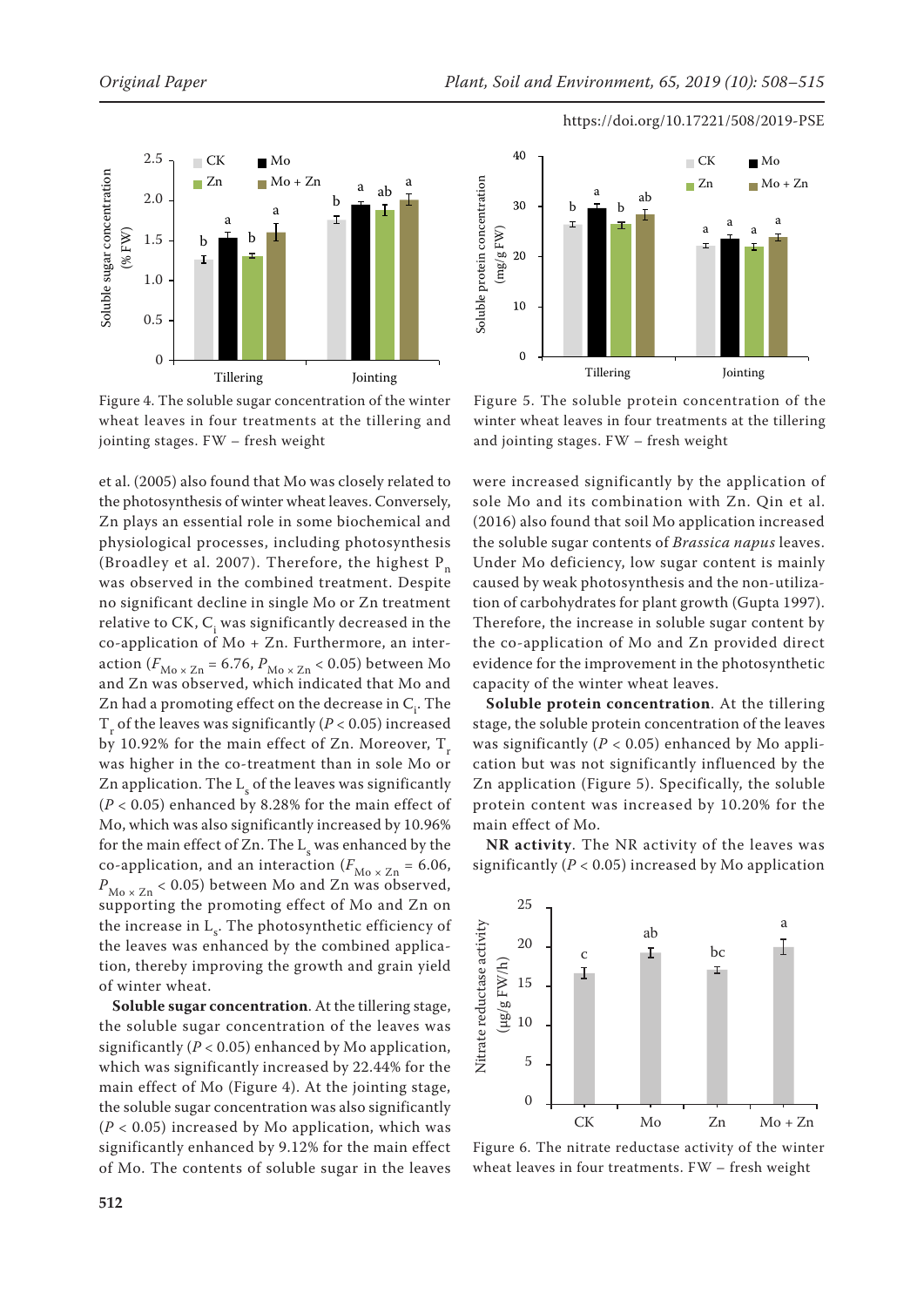Figure 4. The soluble sugar concentration of the winter wheat leaves in four treatments at the tillering and jointing stages. FW – fresh weight

Figure 5. The soluble protein concentration of the winter wheat leaves in four treatments at the tillering and jointing stages. FW – fresh weight

et al. (2005) also found that Mo was closely related to the photosynthesis of winter wheat leaves. Conversely, Zn plays an essential role in some biochemical and physiological processes, including photosynthesis (Broadley et al. 2007). Therefore, the highest $P_n$ was observed in the combined treatment. Despite no significant decline in single Mo or Zn treatment relative to CK, $C_i$ was significantly decreased in the co-application of Mo + Zn. Furthermore, an interaction ($F_{Mo \times Zn} = 6.76$, $P_{Mo \times Zn} < 0.05$) between Mo and Zn was observed, which indicated that Mo and Zn had a promoting effect on the decrease in $C_i$. The $T_r$ of the leaves was significantly ($P < 0.05$) increased by 10.92% for the main effect of Zn. Moreover, $T_r$ was higher in the co-treatment than in sole Mo or Zn application. The $L_s$ of the leaves was significantly ($P < 0.05$) enhanced by 8.28% for the main effect of Mo, which was also significantly increased by 10.96% for the main effect of Zn. The $L_s$ was enhanced by the co-application, and an interaction ($F_{Mo \times Zn} = 6.06$, $P_{Mo \times Zn} < 0.05$) between Mo and Zn was observed, supporting the promoting effect of Mo and Zn on the increase in $L_s$. The photosynthetic efficiency of the leaves was enhanced by the combined application, thereby improving the growth and grain yield of winter wheat.

**Soluble sugar concentration**. At the tillering stage, the soluble sugar concentration of the leaves was significantly ($P < 0.05$) enhanced by Mo application, which was significantly increased by 22.44% for the main effect of Mo (Figure 4). At the jointing stage, the soluble sugar concentration was also significantly ($P < 0.05$) increased by Mo application, which was significantly enhanced by 9.12% for the main effect of Mo. The contents of soluble sugar in the leaves were increased significantly by the application of sole Mo and its combination with Zn. Qin et al. (2016) also found that soil Mo application increased the soluble sugar contents of *Brassica napus* leaves. Under Mo deficiency, low sugar content is mainly caused by weak photosynthesis and the non-utilization of carbohydrates for plant growth (Gupta 1997). Therefore, the increase in soluble sugar content by the co-application of Mo and Zn provided direct evidence for the improvement in the photosynthetic capacity of the winter wheat leaves.

**Soluble protein concentration**. At the tillering stage, the soluble protein concentration of the leaves was significantly ($P < 0.05$) enhanced by Mo application but was not significantly influenced by the Zn application (Figure 5). Specifically, the soluble protein content was increased by 10.20% for the main effect of Mo.

**NR activity**. The NR activity of the leaves was significantly ($P < 0.05$) increased by Mo application

Figure 6. The nitrate reductase activity of the winter wheat leaves in four treatments. FW – fresh weight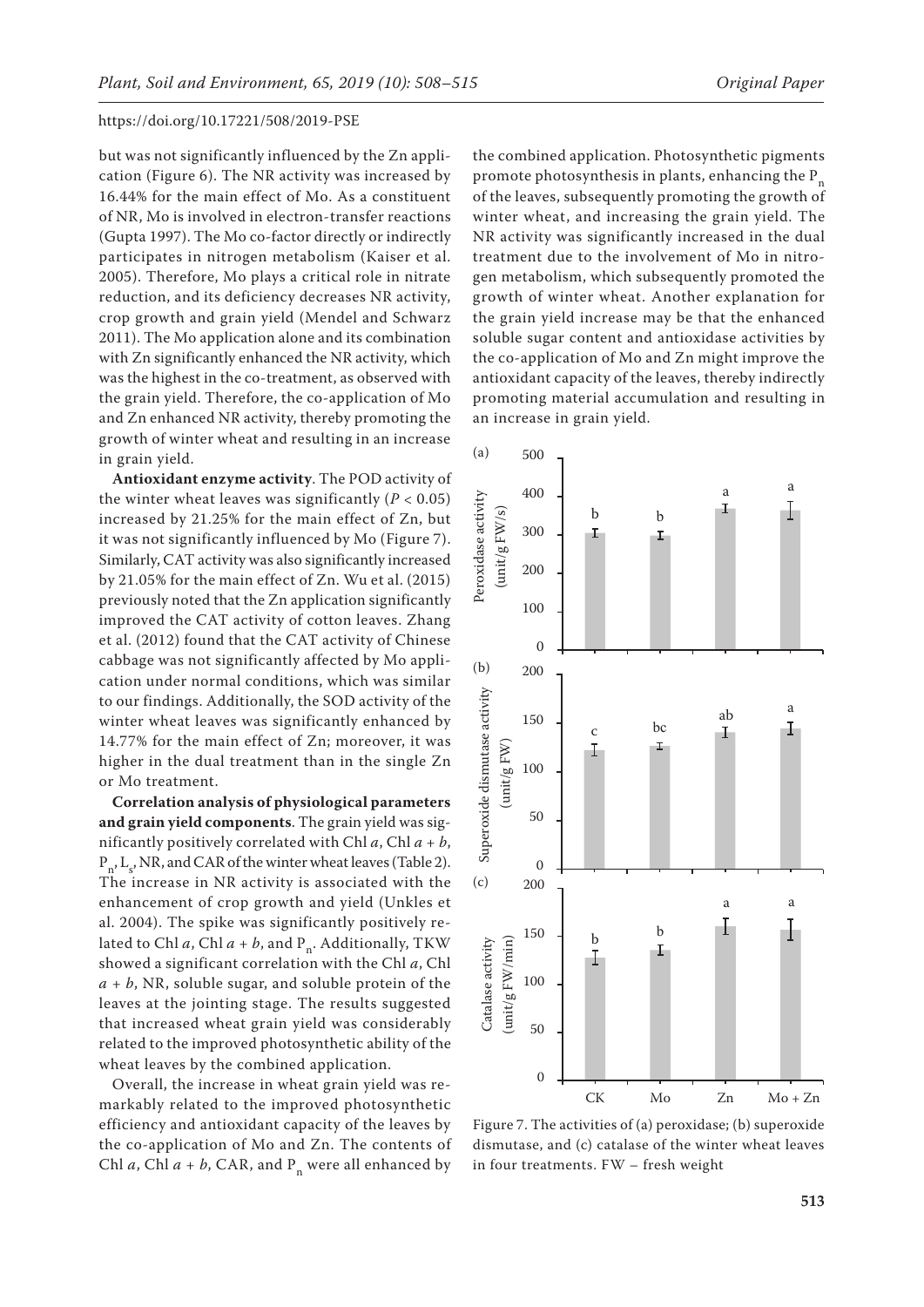but was not significantly influenced by the Zn application (Figure 6). The NR activity was increased by 16.44% for the main effect of Mo. As a constituent of NR, Mo is involved in electron-transfer reactions (Gupta 1997). The Mo co-factor directly or indirectly participates in nitrogen metabolism (Kaiser et al. 2005). Therefore, Mo plays a critical role in nitrate reduction, and its deficiency decreases NR activity, crop growth and grain yield (Mendel and Schwarz 2011). The Mo application alone and its combination with Zn significantly enhanced the NR activity, which was the highest in the co-treatment, as observed with the grain yield. Therefore, the co-application of Mo and Zn enhanced NR activity, thereby promoting the growth of winter wheat and resulting in an increase in grain yield.

**Antioxidant enzyme activity**. The POD activity of the winter wheat leaves was significantly ($P < 0.05$) increased by 21.25% for the main effect of Zn, but it was not significantly influenced by Mo (Figure 7). Similarly, CAT activity was also significantly increased by 21.05% for the main effect of Zn. Wu et al. (2015) previously noted that the Zn application significantly improved the CAT activity of cotton leaves. Zhang et al. (2012) found that the CAT activity of Chinese cabbage was not significantly affected by Mo application under normal conditions, which was similar to our findings. Additionally, the SOD activity of the winter wheat leaves was significantly enhanced by 14.77% for the main effect of Zn; moreover, it was higher in the dual treatment than in the single Zn or Mo treatment.

**Correlation analysis of physiological parameters and grain yield components**. The grain yield was significantly positively correlated with Chl *a*, Chl *a* + *b*, $P_n$, $L_s$, NR, and CAR of the winter wheat leaves (Table 2). The increase in NR activity is associated with the enhancement of crop growth and yield (Unkles et al. 2004). The spike was significantly positively related to Chl *a*, Chl *a* + *b*, and $P_n$. Additionally, TKW showed a significant correlation with the Chl *a*, Chl *a* + *b*, NR, soluble sugar, and soluble protein of the leaves at the jointing stage. The results suggested that increased wheat grain yield was considerably related to the improved photosynthetic ability of the wheat leaves by the combined application.

Overall, the increase in wheat grain yield was remarkably related to the improved photosynthetic efficiency and antioxidant capacity of the leaves by the co-application of Mo and Zn. The contents of Chl *a*, Chl *a* + *b*, CAR, and $P_n$ were all enhanced by the combined application. Photosynthetic pigments promote photosynthesis in plants, enhancing the $P_n$ of the leaves, subsequently promoting the growth of winter wheat, and increasing the grain yield. The NR activity was significantly increased in the dual treatment due to the involvement of Mo in nitrogen metabolism, which subsequently promoted the growth of winter wheat. Another explanation for the grain yield increase may be that the enhanced soluble sugar content and antioxidase activities by the co-application of Mo and Zn might improve the antioxidant capacity of the leaves, thereby indirectly promoting material accumulation and resulting in an increase in grain yield.

Figure 7. The activities of (a) peroxidase; (b) superoxide dismutase, and (c) catalase of the winter wheat leaves in four treatments. FW – fresh weight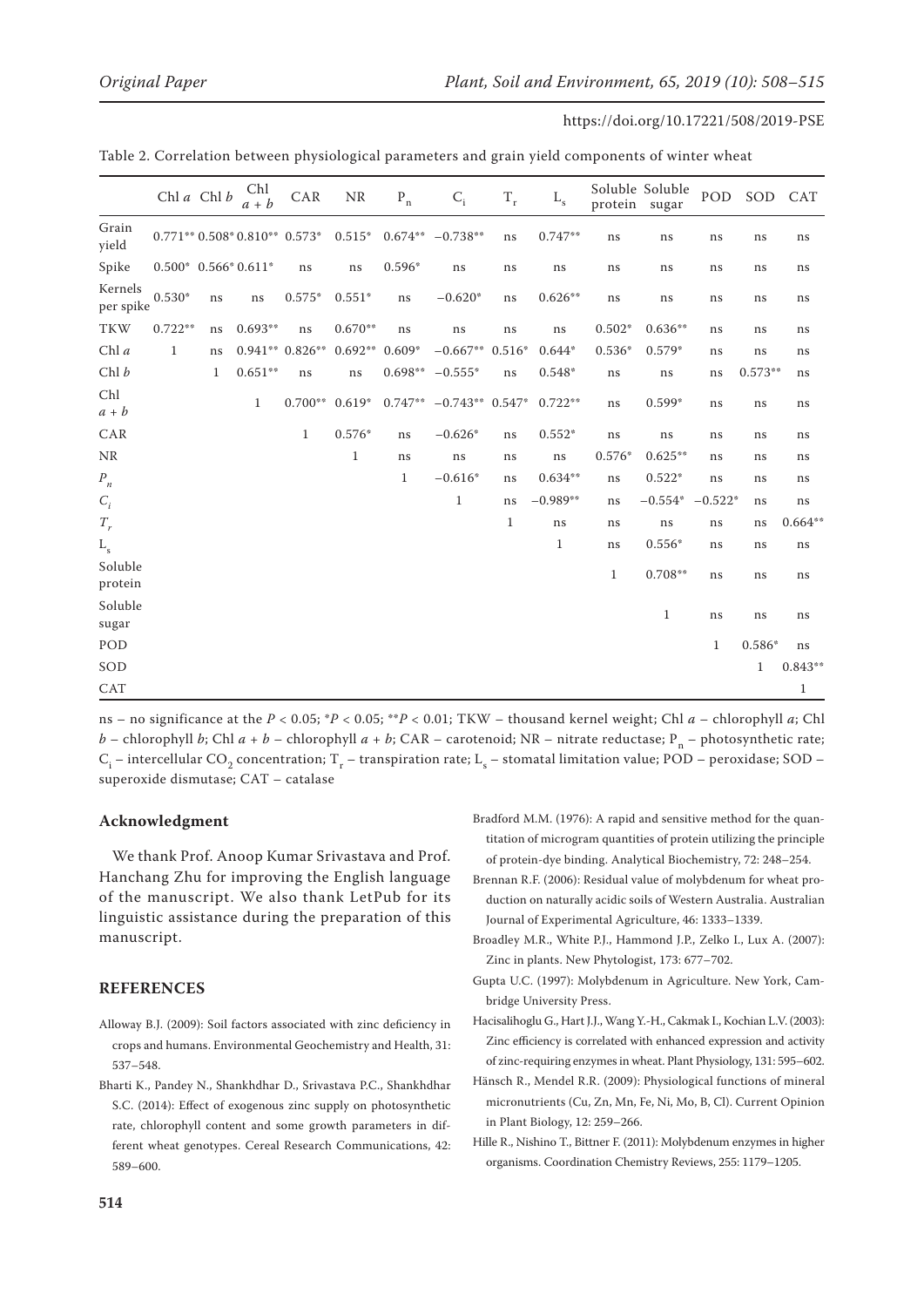Table 2. Correlation between physiological parameters and grain yield components of winter wheat

| | Chl *a* | Chl *b* | Chl *a* + *b* | CAR | NR | $P_n$ | $C_i$ | $T_r$ | $L_s$ | Soluble protein | Soluble sugar | POD | SOD | CAT |
|---|---|---|---|---|---|---|---|---|---|---|---|---|---|---|
| Grain yield | 0.771** | 0.508* | 0.810** | 0.573* | 0.515* | 0.674** | −0.738** | ns | 0.747** | ns | ns | ns | ns | ns |
| Spike | 0.500* | 0.566* | 0.611* | ns | ns | 0.596* | ns | ns | ns | ns | ns | ns | ns | ns |
| Kernels per spike | 0.530* | ns | ns | 0.575* | 0.551* | ns | −0.620* | ns | 0.626** | ns | ns | ns | ns | ns |
| TKW | 0.722** | ns | 0.693** | ns | 0.670** | ns | ns | ns | ns | 0.502* | 0.636** | ns | ns | ns |
| Chl *a* | 1 | ns | 0.941** | 0.826** | 0.692** | 0.609* | −0.667** | 0.516* | 0.644* | 0.536* | 0.579* | ns | ns | ns |
| Chl *b* | | 1 | 0.651** | ns | ns | 0.698** | −0.555* | ns | 0.548* | ns | ns | ns | 0.573** | ns |
| Chl *a* + *b* | | | 1 | 0.700** | 0.619* | 0.747** | −0.743** | 0.547* | 0.722** | ns | 0.599* | ns | ns | ns |
| CAR | | | | 1 | 0.576* | ns | −0.626* | ns | 0.552* | ns | ns | ns | ns | ns |
| NR | | | | | 1 | ns | ns | ns | ns | 0.576* | 0.625** | ns | ns | ns |
| $P_n$ | | | | | | 1 | −0.616* | ns | 0.634** | ns | 0.522* | ns | ns | ns |
| $C_i$ | | | | | | | 1 | ns | −0.989** | ns | −0.554* | −0.522* | ns | ns |
| $T_r$ | | | | | | | | 1 | ns | ns | ns | ns | ns | 0.664** |
| $L_s$ | | | | | | | | | 1 | ns | 0.556* | ns | ns | ns |
| Soluble protein | | | | | | | | | | 1 | 0.708** | ns | ns | ns |
| Soluble sugar | | | | | | | | | | | 1 | ns | ns | ns |
| POD | | | | | | | | | | | | 1 | 0.586* | ns |
| SOD | | | | | | | | | | | | | 1 | 0.843** |
| CAT | | | | | | | | | | | | | | 1 |

ns – no significance at the $P < 0.05$; *$P < 0.05$; **$P < 0.01$; TKW – thousand kernel weight; Chl *a* – chlorophyll *a*; Chl *b* – chlorophyll *b*; Chl *a* + *b* – chlorophyll *a* + *b*; CAR – carotenoid; NR – nitrate reductase; $P_n$ – photosynthetic rate; $C_i$ – intercellular $CO_2$ concentration; $T_r$ – transpiration rate; $L_s$ – stomatal limitation value; POD – peroxidase; SOD – superoxide dismutase; CAT – catalase

## Acknowledgment

We thank Prof. Anoop Kumar Srivastava and Prof. Hanchang Zhu for improving the English language of the manuscript. We also thank LetPub for its linguistic assistance during the preparation of this manuscript.

## REFERENCES

Alloway B.J. (2009): Soil factors associated with zinc deficiency in crops and humans. Environmental Geochemistry and Health, 31: 537–548.

Bharti K., Pandey N., Shankhdhar D., Srivastava P.C., Shankhdhar S.C. (2014): Effect of exogenous zinc supply on photosynthetic rate, chlorophyll content and some growth parameters in different wheat genotypes. Cereal Research Communications, 42: 589–600.

Bradford M.M. (1976): A rapid and sensitive method for the quantitation of microgram quantities of protein utilizing the principle of protein-dye binding. Analytical Biochemistry, 72: 248–254.

Brennan R.F. (2006): Residual value of molybdenum for wheat production on naturally acidic soils of Western Australia. Australian Journal of Experimental Agriculture, 46: 1333–1339.

Broadley M.R., White P.J., Hammond J.P., Zelko I., Lux A. (2007): Zinc in plants. New Phytologist, 173: 677–702.

Gupta U.C. (1997): Molybdenum in Agriculture. New York, Cambridge University Press.

Hacisalihoglu G., Hart J.J., Wang Y.-H., Cakmak I., Kochian L.V. (2003): Zinc efficiency is correlated with enhanced expression and activity of zinc-requiring enzymes in wheat. Plant Physiology, 131: 595–602.

Hänsch R., Mendel R.R. (2009): Physiological functions of mineral micronutrients (Cu, Zn, Mn, Fe, Ni, Mo, B, Cl). Current Opinion in Plant Biology, 12: 259–266.

Hille R., Nishino T., Bittner F. (2011): Molybdenum enzymes in higher organisms. Coordination Chemistry Reviews, 255: 1179–1205.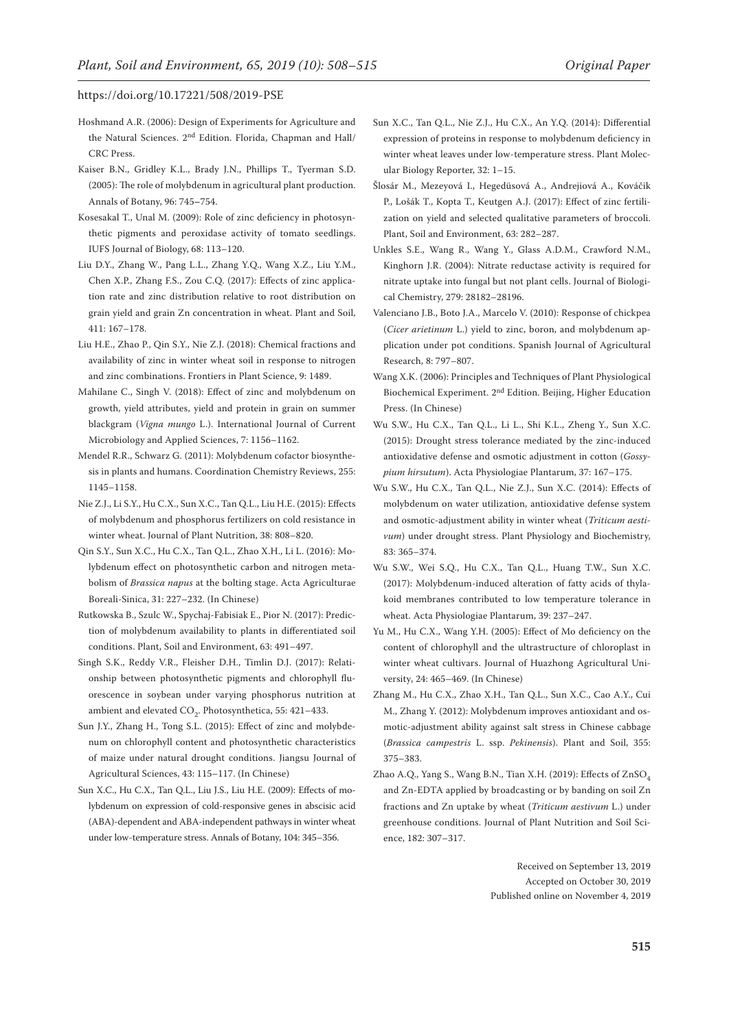Hoshmand A.R. (2006): Design of Experiments for Agriculture and the Natural Sciences. 2nd Edition. Florida, Chapman and Hall/CRC Press.

Kaiser B.N., Gridley K.L., Brady J.N., Phillips T., Tyerman S.D. (2005): The role of molybdenum in agricultural plant production. Annals of Botany, 96: 745–754.

Kosesakal T., Unal M. (2009): Role of zinc deficiency in photosynthetic pigments and peroxidase activity of tomato seedlings. IUFS Journal of Biology, 68: 113–120.

Liu D.Y., Zhang W., Pang L.L., Zhang Y.Q., Wang X.Z., Liu Y.M., Chen X.P., Zhang F.S., Zou C.Q. (2017): Effects of zinc application rate and zinc distribution relative to root distribution on grain yield and grain Zn concentration in wheat. Plant and Soil, 411: 167–178.

Liu H.E., Zhao P., Qin S.Y., Nie Z.J. (2018): Chemical fractions and availability of zinc in winter wheat soil in response to nitrogen and zinc combinations. Frontiers in Plant Science, 9: 1489.

Mahilane C., Singh V. (2018): Effect of zinc and molybdenum on growth, yield attributes, yield and protein in grain on summer blackgram (*Vigna mungo* L.). International Journal of Current Microbiology and Applied Sciences, 7: 1156–1162.

Mendel R.R., Schwarz G. (2011): Molybdenum cofactor biosynthesis in plants and humans. Coordination Chemistry Reviews, 255: 1145–1158.

Nie Z.J., Li S.Y., Hu C.X., Sun X.C., Tan Q.L., Liu H.E. (2015): Effects of molybdenum and phosphorus fertilizers on cold resistance in winter wheat. Journal of Plant Nutrition, 38: 808–820.

Qin S.Y., Sun X.C., Hu C.X., Tan Q.L., Zhao X.H., Li L. (2016): Molybdenum effect on photosynthetic carbon and nitrogen metabolism of *Brassica napus* at the bolting stage. Acta Agriculturae Boreali-Sinica, 31: 227–232. (In Chinese)

Rutkowska B., Szulc W., Spychaj-Fabisiak E., Pior N. (2017): Prediction of molybdenum availability to plants in differentiated soil conditions. Plant, Soil and Environment, 63: 491–497.

Singh S.K., Reddy V.R., Fleisher D.H., Timlin D.J. (2017): Relationship between photosynthetic pigments and chlorophyll fluorescence in soybean under varying phosphorus nutrition at ambient and elevated $CO_2$. Photosynthetica, 55: 421–433.

Sun J.Y., Zhang H., Tong S.L. (2015): Effect of zinc and molybdenum on chlorophyll content and photosynthetic characteristics of maize under natural drought conditions. Jiangsu Journal of Agricultural Sciences, 43: 115–117. (In Chinese)

Sun X.C., Hu C.X., Tan Q.L., Liu J.S., Liu H.E. (2009): Effects of molybdenum on expression of cold-responsive genes in abscisic acid (ABA)-dependent and ABA-independent pathways in winter wheat under low-temperature stress. Annals of Botany, 104: 345–356.

Sun X.C., Tan Q.L., Nie Z.J., Hu C.X., An Y.Q. (2014): Differential expression of proteins in response to molybdenum deficiency in winter wheat leaves under low-temperature stress. Plant Molecular Biology Reporter, 32: 1–15.

Šlosár M., Mezeyová I., Hegedüsová A., Andrejiová A., Kováčik P., Lošák T., Kopta T., Keutgen A.J. (2017): Effect of zinc fertilization on yield and selected qualitative parameters of broccoli. Plant, Soil and Environment, 63: 282–287.

Unkles S.E., Wang R., Wang Y., Glass A.D.M., Crawford N.M., Kinghorn J.R. (2004): Nitrate reductase activity is required for nitrate uptake into fungal but not plant cells. Journal of Biological Chemistry, 279: 28182–28196.

Valenciano J.B., Boto J.A., Marcelo V. (2010): Response of chickpea (*Cicer arietinum* L.) yield to zinc, boron, and molybdenum application under pot conditions. Spanish Journal of Agricultural Research, 8: 797–807.

Wang X.K. (2006): Principles and Techniques of Plant Physiological Biochemical Experiment. 2nd Edition. Beijing, Higher Education Press. (In Chinese)

Wu S.W., Hu C.X., Tan Q.L., Li L., Shi K.L., Zheng Y., Sun X.C. (2015): Drought stress tolerance mediated by the zinc-induced antioxidative defense and osmotic adjustment in cotton (*Gossypium hirsutum*). Acta Physiologiae Plantarum, 37: 167–175.

Wu S.W., Hu C.X., Tan Q.L., Nie Z.J., Sun X.C. (2014): Effects of molybdenum on water utilization, antioxidative defense system and osmotic-adjustment ability in winter wheat (*Triticum aestivum*) under drought stress. Plant Physiology and Biochemistry, 83: 365–374.

Wu S.W., Wei S.Q., Hu C.X., Tan Q.L., Huang T.W., Sun X.C. (2017): Molybdenum-induced alteration of fatty acids of thylakoid membranes contributed to low temperature tolerance in wheat. Acta Physiologiae Plantarum, 39: 237–247.

Yu M., Hu C.X., Wang Y.H. (2005): Effect of Mo deficiency on the content of chlorophyll and the ultrastructure of chloroplast in winter wheat cultivars. Journal of Huazhong Agricultural University, 24: 465–469. (In Chinese)

Zhang M., Hu C.X., Zhao X.H., Tan Q.L., Sun X.C., Cao A.Y., Cui M., Zhang Y. (2012): Molybdenum improves antioxidant and osmotic-adjustment ability against salt stress in Chinese cabbage (*Brassica campestris* L. ssp. *Pekinensis*). Plant and Soil, 355: 375–383.

Zhao A.Q., Yang S., Wang B.N., Tian X.H. (2019): Effects of $ZnSO_4$ and Zn-EDTA applied by broadcasting or by banding on soil Zn fractions and Zn uptake by wheat (*Triticum aestivum* L.) under greenhouse conditions. Journal of Plant Nutrition and Soil Science, 182: 307–317.

Received on September 13, 2019
Accepted on October 30, 2019
Published online on November 4, 2019